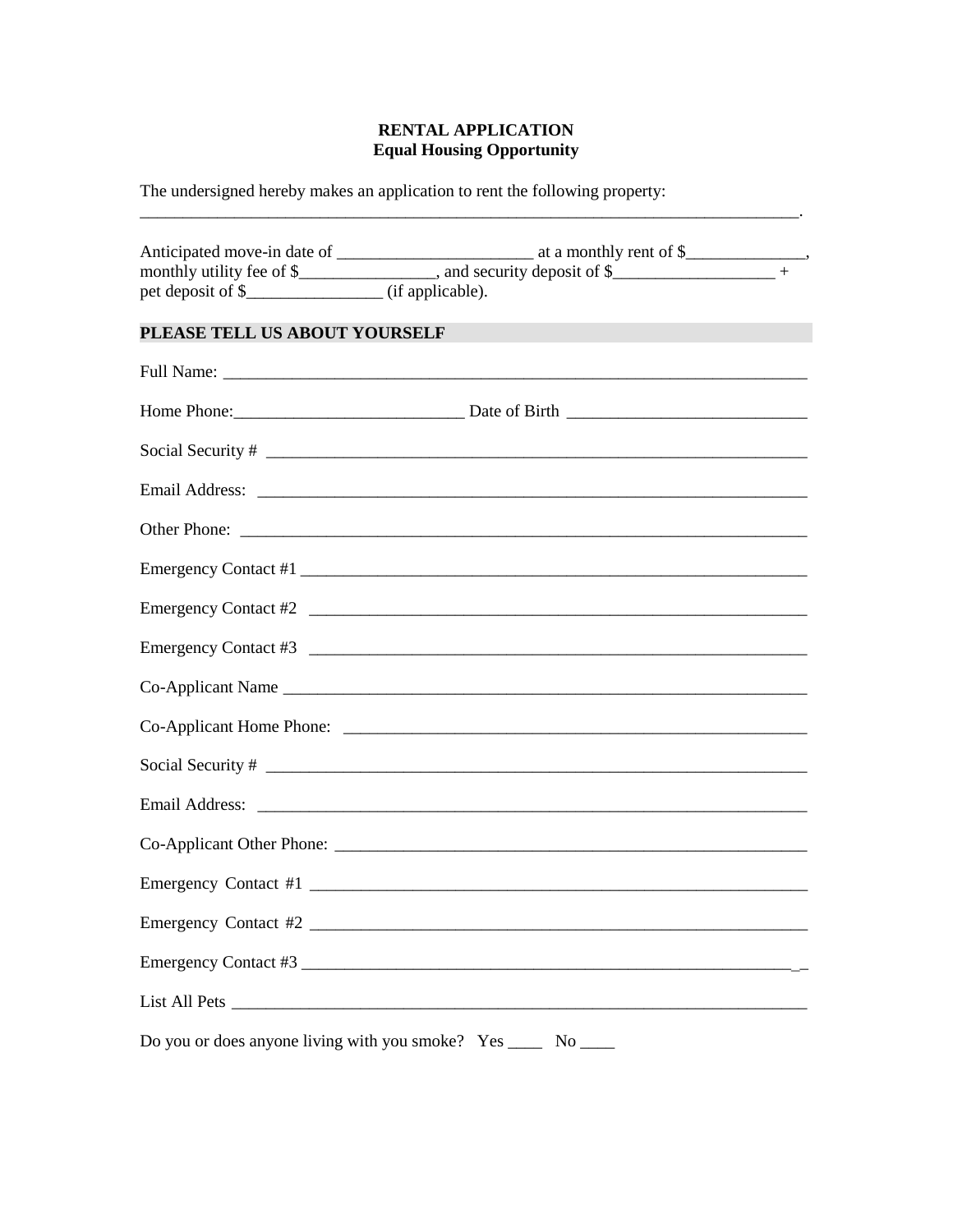**RENTAL APPLICATION**
**Equal Housing Opportunity**

The undersigned hereby makes an application to rent the following property:
_______________________________________________________________________________.

Anticipated move-in date of ______________________ at a monthly rent of $______________, monthly utility fee of $________________, and security deposit of $___________________ + pet deposit of $________________ (if applicable).

## PLEASE TELL US ABOUT YOURSELF

Full Name: _______________________________________________________________________

Home Phone:___________________________ Date of Birth ____________________________

Social Security # ___________________________________________________________________

Email Address: _____________________________________________________________________

Other Phone: _______________________________________________________________________

Emergency Contact #1 ______________________________________________________________

Emergency Contact #2 ______________________________________________________________

Emergency Contact #3 ______________________________________________________________

Co-Applicant Name _________________________________________________________________

Co-Applicant Home Phone: ___________________________________________________________

Social Security # ___________________________________________________________________

Email Address: _____________________________________________________________________

Co-Applicant Other Phone: ____________________________________________________________

Emergency Contact #1 ______________________________________________________________

Emergency Contact #2 ______________________________________________________________

Emergency Contact #3 ______________________________________________________________

List All Pets _______________________________________________________________________

Do you or does anyone living with you smoke? Yes ____ No ____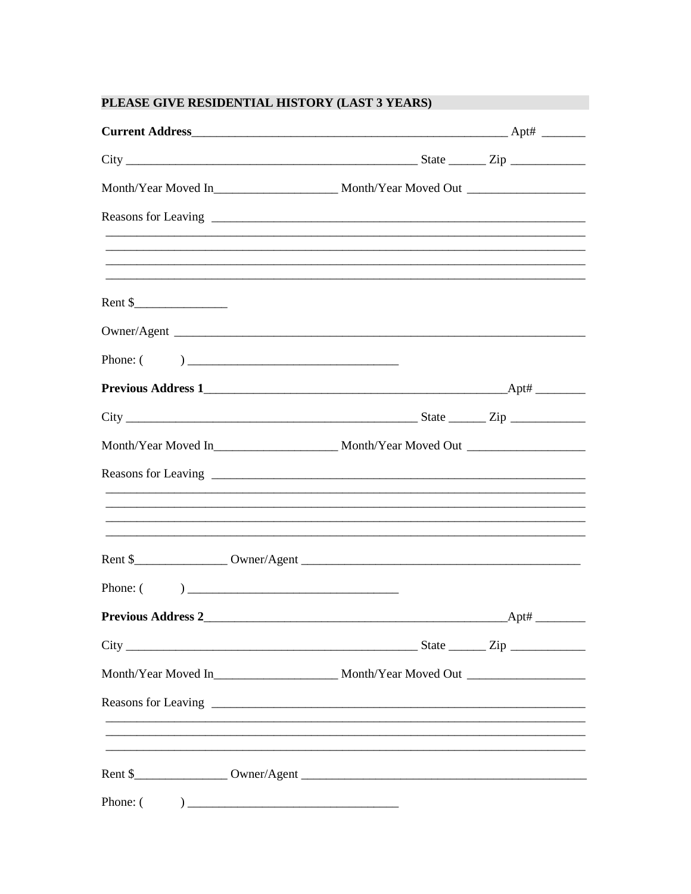## PLEASE GIVE RESIDENTIAL HISTORY (LAST 3 YEARS)

**Current Address**____________________________________________________ Apt# _______

City _________________________________________________ State ______ Zip ____________

Month/Year Moved In____________________ Month/Year Moved Out ___________________

Reasons for Leaving _______________________________________________________________
__________________________________________________________________________________
__________________________________________________________________________________
__________________________________________________________________________________
__________________________________________________________________________________

Rent $_______________

Owner/Agent ______________________________________________________________________

Phone: (          ) __________________________________

**Previous Address 1**___________________________________________________Apt# ________

City _________________________________________________ State ______ Zip ____________

Month/Year Moved In____________________ Month/Year Moved Out ___________________

Reasons for Leaving _______________________________________________________________
__________________________________________________________________________________
__________________________________________________________________________________
__________________________________________________________________________________
__________________________________________________________________________________

Rent $_______________ Owner/Agent ______________________________________________

Phone: (          ) __________________________________

**Previous Address 2**___________________________________________________Apt# ________

City _________________________________________________ State ______ Zip ____________

Month/Year Moved In____________________ Month/Year Moved Out ___________________

Reasons for Leaving _______________________________________________________________
__________________________________________________________________________________
__________________________________________________________________________________
__________________________________________________________________________________

Rent $_______________ Owner/Agent ________________________________________________

Phone: (          ) __________________________________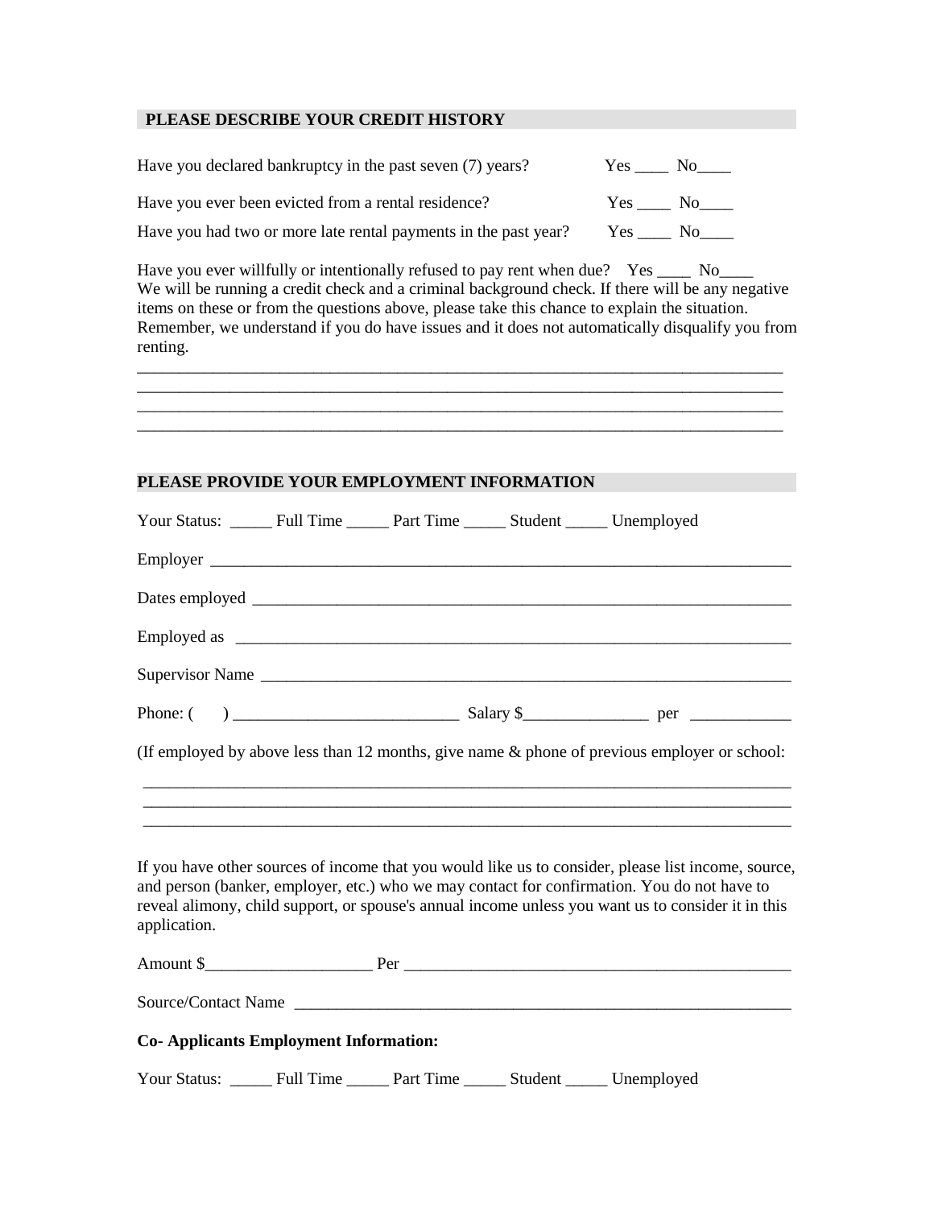## PLEASE DESCRIBE YOUR CREDIT HISTORY

Have you declared bankruptcy in the past seven (7) years? Yes ____ No____

Have you ever been evicted from a rental residence? Yes ____ No____

Have you had two or more late rental payments in the past year? Yes ____ No____

Have you ever willfully or intentionally refused to pay rent when due? Yes ____ No____
We will be running a credit check and a criminal background check. If there will be any negative items on these or from the questions above, please take this chance to explain the situation. Remember, we understand if you do have issues and it does not automatically disqualify you from renting.

________________________________________________________________________________
________________________________________________________________________________
________________________________________________________________________________
________________________________________________________________________________

## PLEASE PROVIDE YOUR EMPLOYMENT INFORMATION

Your Status: _____ Full Time _____ Part Time _____ Student _____ Unemployed

Employer ________________________________________________________________________

Dates employed ___________________________________________________________________

Employed as _____________________________________________________________________

Supervisor Name __________________________________________________________________

Phone: (     ) ___________________________ Salary $_______________ per ____________

(If employed by above less than 12 months, give name & phone of previous employer or school:

________________________________________________________________________________
________________________________________________________________________________
________________________________________________________________________________

If you have other sources of income that you would like us to consider, please list income, source, and person (banker, employer, etc.) who we may contact for confirmation. You do not have to reveal alimony, child support, or spouse's annual income unless you want us to consider it in this application.

Amount $____________________ Per ________________________________________________

Source/Contact Name _______________________________________________________________

**Co- Applicants Employment Information:**

Your Status: _____ Full Time _____ Part Time _____ Student _____ Unemployed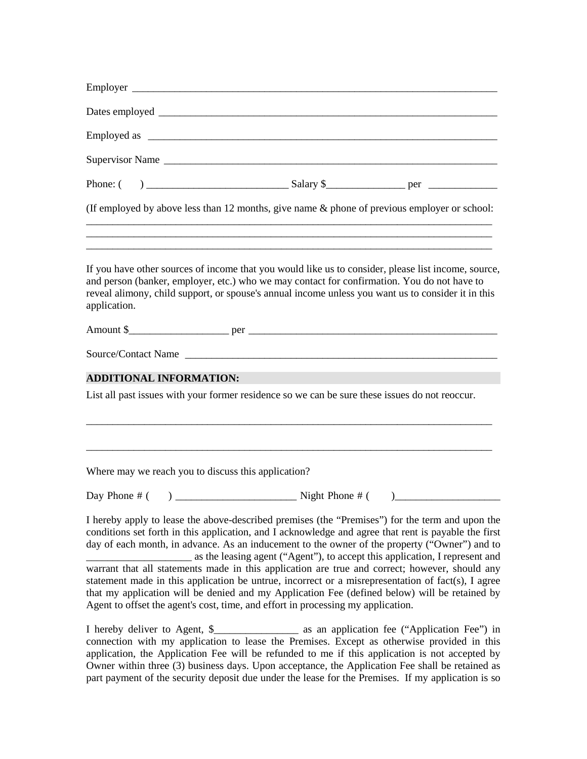Employer ________________________________________________________________________

Dates employed ___________________________________________________________________

Employed as ______________________________________________________________________

Supervisor Name __________________________________________________________________

Phone: (      ) ___________________________ Salary $_______________ per _____________

(If employed by above less than 12 months, give name & phone of previous employer or school:
_________________________________________________________________________________
_________________________________________________________________________________
_________________________________________________________________________________

If you have other sources of income that you would like us to consider, please list income, source, and person (banker, employer, etc.) who we may contact for confirmation. You do not have to reveal alimony, child support, or spouse's annual income unless you want us to consider it in this application.

Amount $___________________ per __________________________________________________

Source/Contact Name _______________________________________________________________

**ADDITIONAL INFORMATION:**

List all past issues with your former residence so we can be sure these issues do not reoccur.

_________________________________________________________________________________

_________________________________________________________________________________

Where may we reach you to discuss this application?

Day Phone # (      ) _______________________ Night Phone # (      )____________________

I hereby apply to lease the above-described premises (the "Premises") for the term and upon the conditions set forth in this application, and I acknowledge and agree that rent is payable the first day of each month, in advance. As an inducement to the owner of the property ("Owner") and to ____________________ as the leasing agent ("Agent"), to accept this application, I represent and warrant that all statements made in this application are true and correct; however, should any statement made in this application be untrue, incorrect or a misrepresentation of fact(s), I agree that my application will be denied and my Application Fee (defined below) will be retained by Agent to offset the agent's cost, time, and effort in processing my application.

I hereby deliver to Agent, $________________ as an application fee ("Application Fee") in connection with my application to lease the Premises. Except as otherwise provided in this application, the Application Fee will be refunded to me if this application is not accepted by Owner within three (3) business days. Upon acceptance, the Application Fee shall be retained as part payment of the security deposit due under the lease for the Premises. If my application is so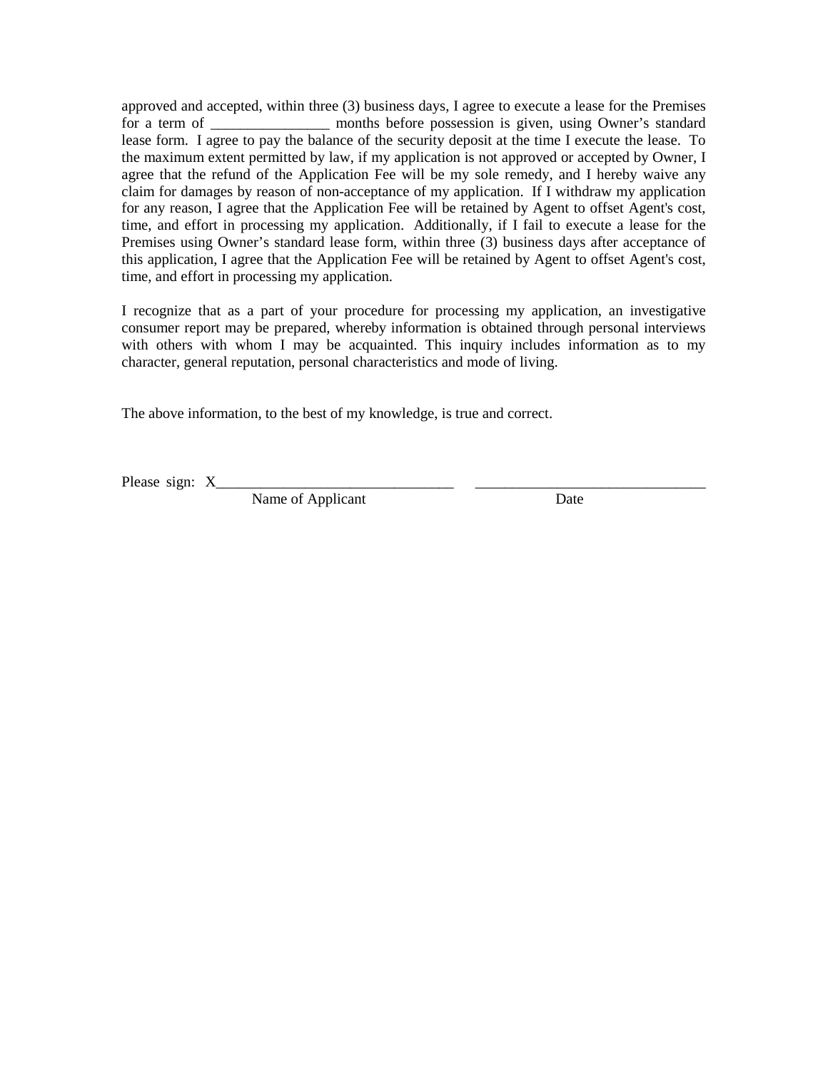approved and accepted, within three (3) business days, I agree to execute a lease for the Premises for a term of ________________ months before possession is given, using Owner's standard lease form. I agree to pay the balance of the security deposit at the time I execute the lease. To the maximum extent permitted by law, if my application is not approved or accepted by Owner, I agree that the refund of the Application Fee will be my sole remedy, and I hereby waive any claim for damages by reason of non-acceptance of my application. If I withdraw my application for any reason, I agree that the Application Fee will be retained by Agent to offset Agent's cost, time, and effort in processing my application. Additionally, if I fail to execute a lease for the Premises using Owner's standard lease form, within three (3) business days after acceptance of this application, I agree that the Application Fee will be retained by Agent to offset Agent's cost, time, and effort in processing my application.

I recognize that as a part of your procedure for processing my application, an investigative consumer report may be prepared, whereby information is obtained through personal interviews with others with whom I may be acquainted. This inquiry includes information as to my character, general reputation, personal characteristics and mode of living.

The above information, to the best of my knowledge, is true and correct.

Please sign: X________________________________ ______________________________

Name of Applicant Date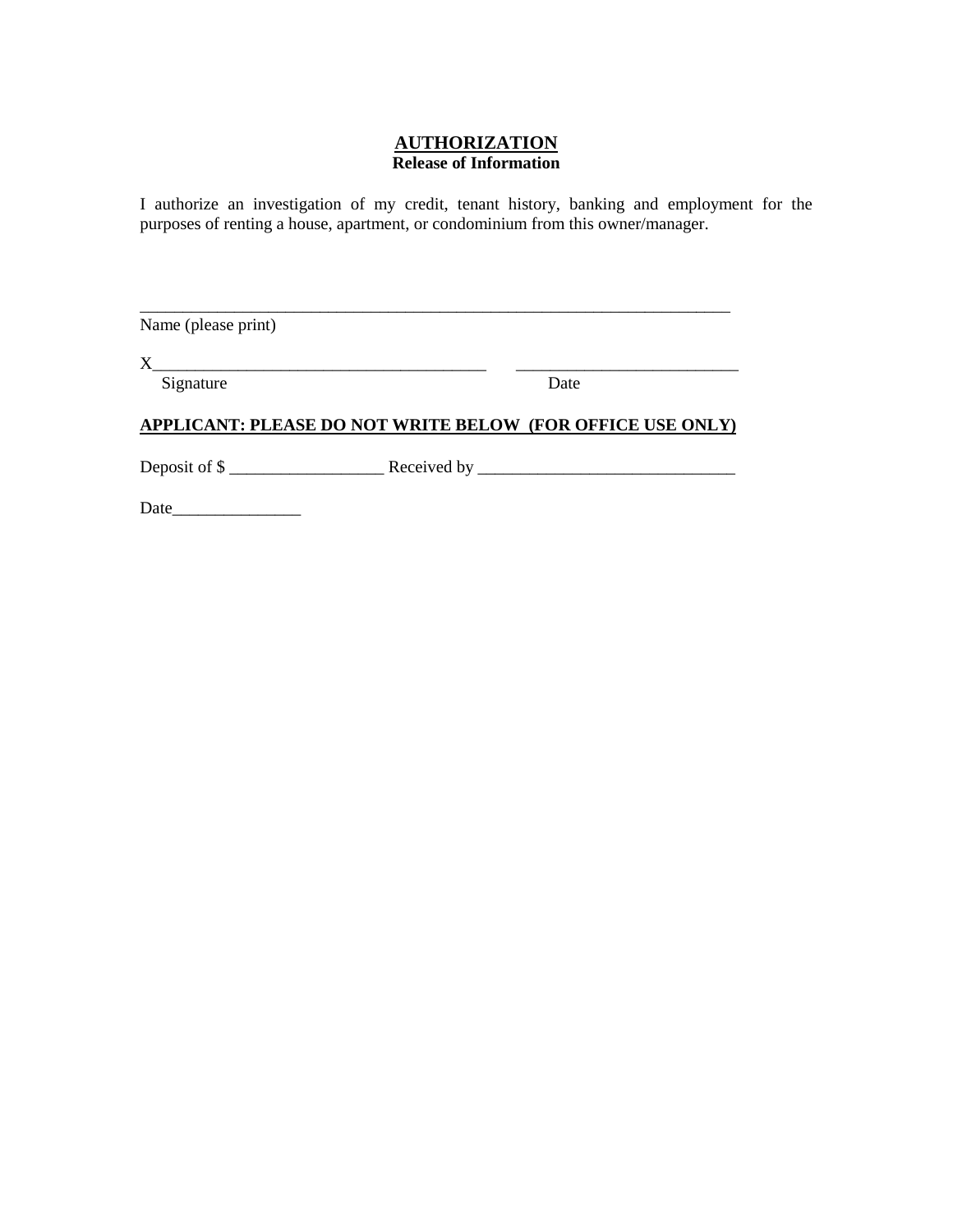# AUTHORIZATION

**Release of Information**

I authorize an investigation of my credit, tenant history, banking and employment for the purposes of renting a house, apartment, or condominium from this owner/manager.

___________________________________________________________________________
Name (please print)

X_________________________________________ ___________________________
Signature Date

**APPLICANT: PLEASE DO NOT WRITE BELOW (FOR OFFICE USE ONLY)**

Deposit of $ __________________ Received by ______________________________

Date_______________